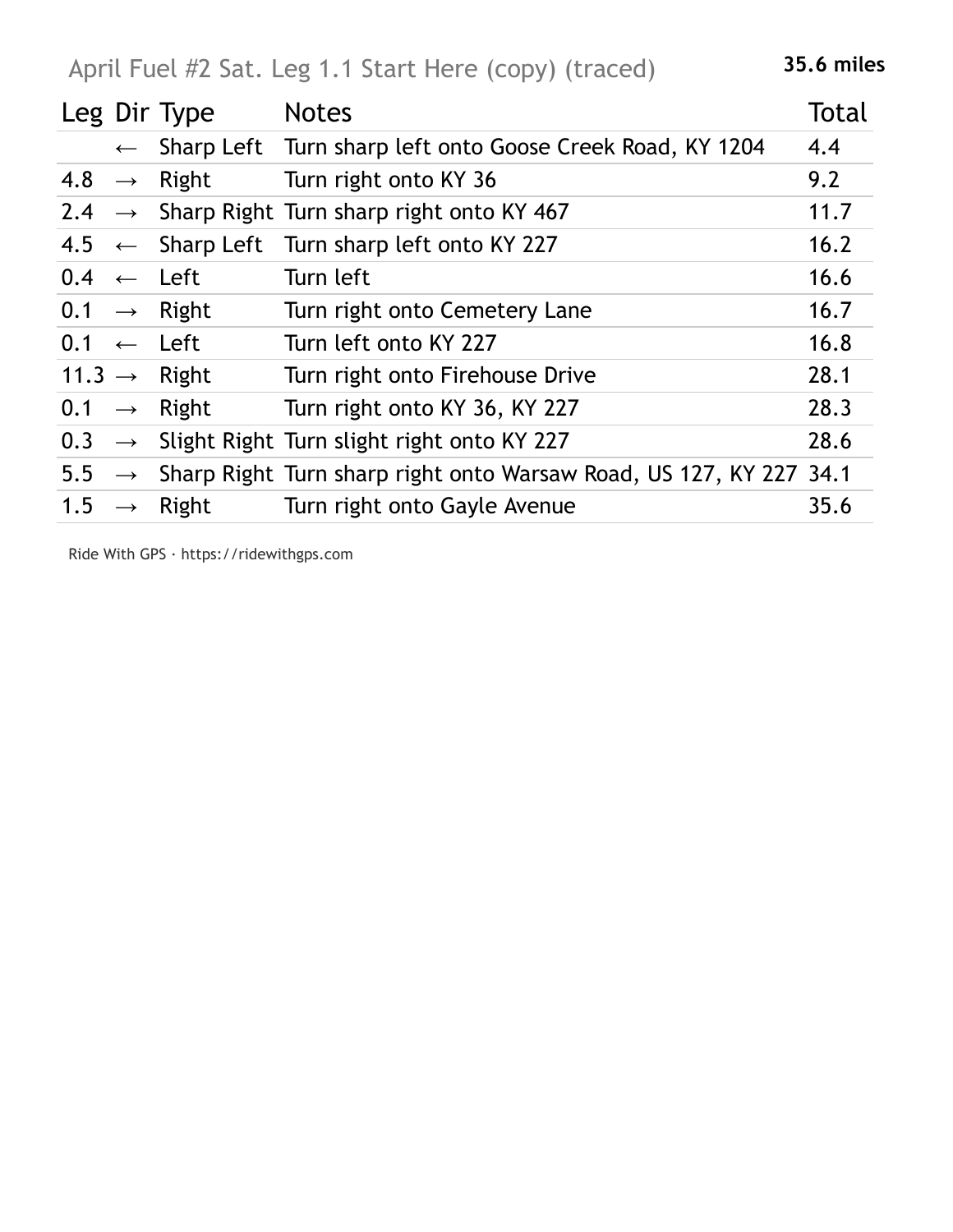# April Fuel #2 Sat. Leg 1.1 Start Here (copy) (traced)

**35.6 miles**

| Leg | Dir | Type | Notes | Total |
|---|---|---|---|---|
| | ← | Sharp Left | Turn sharp left onto Goose Creek Road, KY 1204 | 4.4 |
| 4.8 | → | Right | Turn right onto KY 36 | 9.2 |
| 2.4 | → | Sharp Right | Turn sharp right onto KY 467 | 11.7 |
| 4.5 | ← | Sharp Left | Turn sharp left onto KY 227 | 16.2 |
| 0.4 | ← | Left | Turn left | 16.6 |
| 0.1 | → | Right | Turn right onto Cemetery Lane | 16.7 |
| 0.1 | ← | Left | Turn left onto KY 227 | 16.8 |
| 11.3 | → | Right | Turn right onto Firehouse Drive | 28.1 |
| 0.1 | → | Right | Turn right onto KY 36, KY 227 | 28.3 |
| 0.3 | → | Slight Right | Turn slight right onto KY 227 | 28.6 |
| 5.5 | → | Sharp Right | Turn sharp right onto Warsaw Road, US 127, KY 227 | 34.1 |
| 1.5 | → | Right | Turn right onto Gayle Avenue | 35.6 |

Ride With GPS · https://ridewithgps.com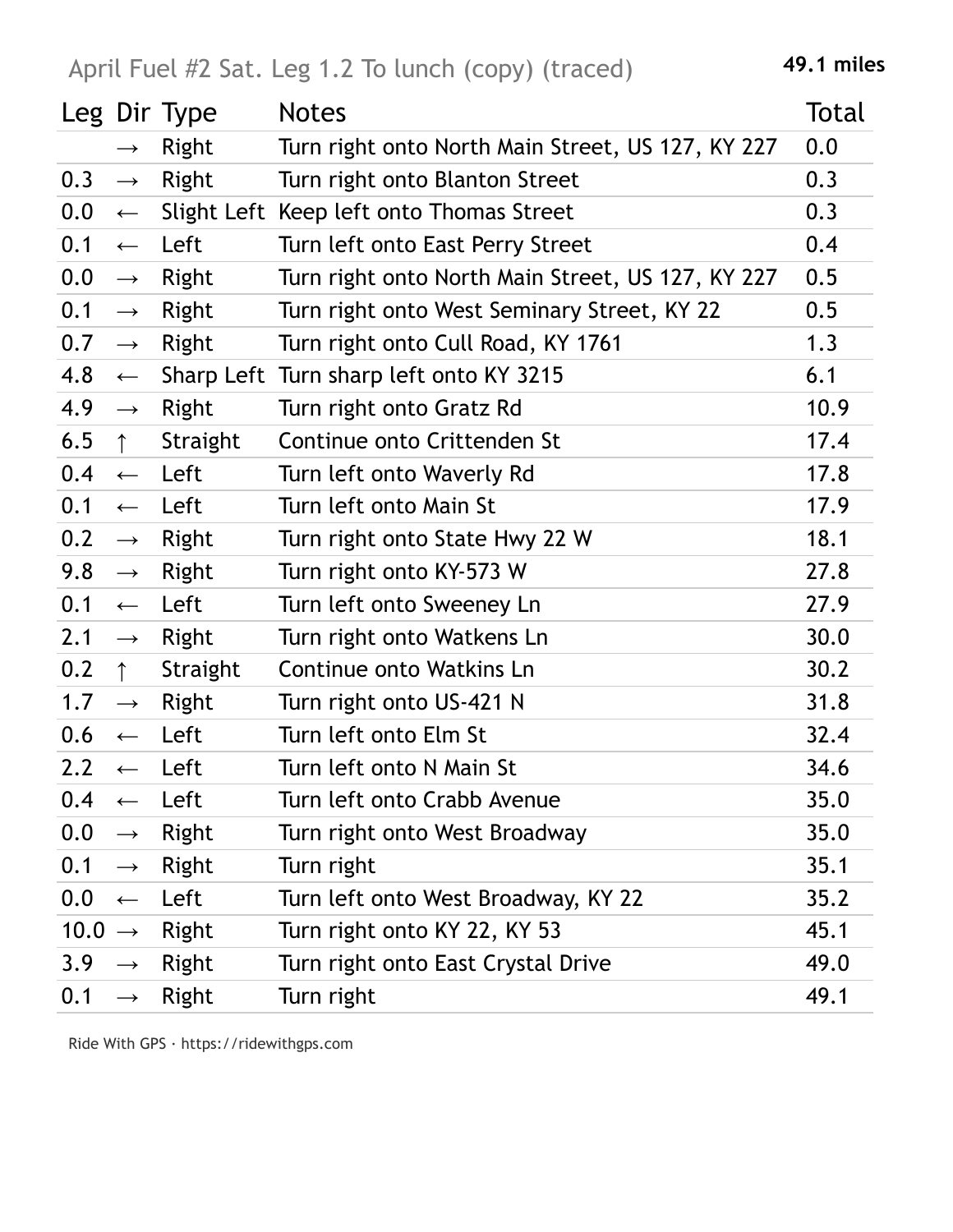April Fuel #2 Sat. Leg 1.2 To lunch (copy) (traced)

**49.1 miles**

| Leg | Dir | Type | Notes | Total |
|---|---|---|---|---|
| | → | Right | Turn right onto North Main Street, US 127, KY 227 | 0.0 |
| 0.3 | → | Right | Turn right onto Blanton Street | 0.3 |
| 0.0 | ← | Slight Left | Keep left onto Thomas Street | 0.3 |
| 0.1 | ← | Left | Turn left onto East Perry Street | 0.4 |
| 0.0 | → | Right | Turn right onto North Main Street, US 127, KY 227 | 0.5 |
| 0.1 | → | Right | Turn right onto West Seminary Street, KY 22 | 0.5 |
| 0.7 | → | Right | Turn right onto Cull Road, KY 1761 | 1.3 |
| 4.8 | ← | Sharp Left | Turn sharp left onto KY 3215 | 6.1 |
| 4.9 | → | Right | Turn right onto Gratz Rd | 10.9 |
| 6.5 | ↑ | Straight | Continue onto Crittenden St | 17.4 |
| 0.4 | ← | Left | Turn left onto Waverly Rd | 17.8 |
| 0.1 | ← | Left | Turn left onto Main St | 17.9 |
| 0.2 | → | Right | Turn right onto State Hwy 22 W | 18.1 |
| 9.8 | → | Right | Turn right onto KY-573 W | 27.8 |
| 0.1 | ← | Left | Turn left onto Sweeney Ln | 27.9 |
| 2.1 | → | Right | Turn right onto Watkens Ln | 30.0 |
| 0.2 | ↑ | Straight | Continue onto Watkins Ln | 30.2 |
| 1.7 | → | Right | Turn right onto US-421 N | 31.8 |
| 0.6 | ← | Left | Turn left onto Elm St | 32.4 |
| 2.2 | ← | Left | Turn left onto N Main St | 34.6 |
| 0.4 | ← | Left | Turn left onto Crabb Avenue | 35.0 |
| 0.0 | → | Right | Turn right onto West Broadway | 35.0 |
| 0.1 | → | Right | Turn right | 35.1 |
| 0.0 | ← | Left | Turn left onto West Broadway, KY 22 | 35.2 |
| 10.0 | → | Right | Turn right onto KY 22, KY 53 | 45.1 |
| 3.9 | → | Right | Turn right onto East Crystal Drive | 49.0 |
| 0.1 | → | Right | Turn right | 49.1 |

Ride With GPS · https://ridewithgps.com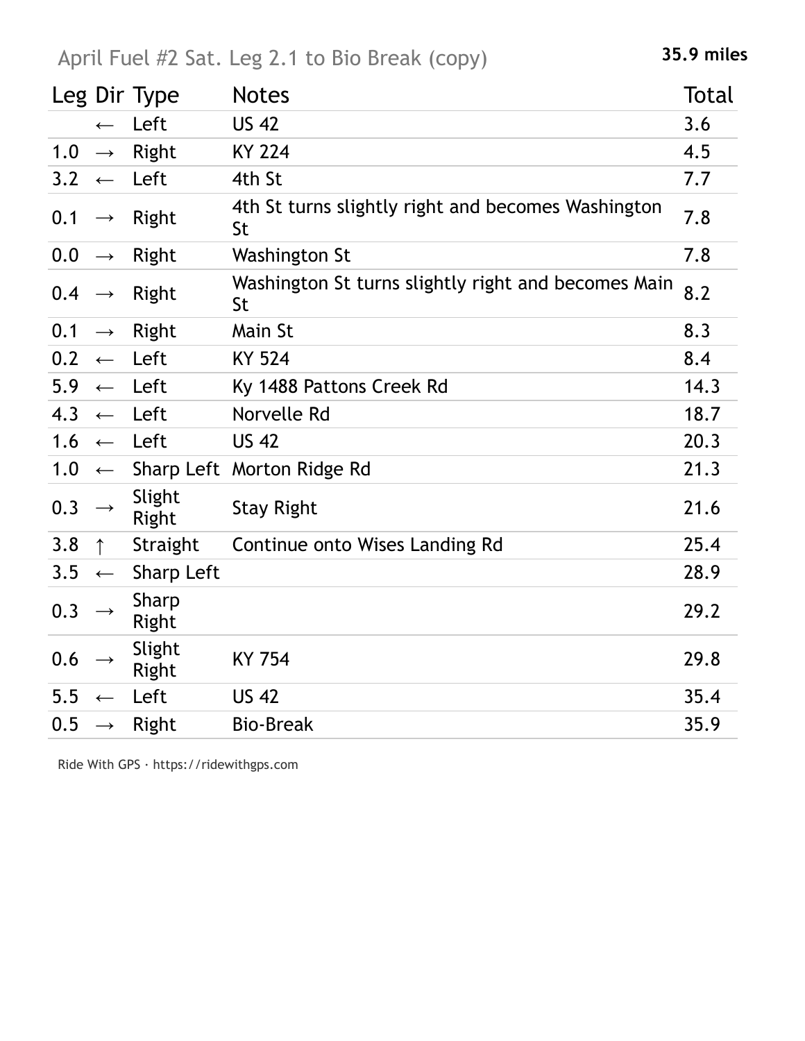## April Fuel #2 Sat. Leg 2.1 to Bio Break (copy)

**35.9 miles**

| Leg | Dir | Type | Notes | Total |
|---|---|---|---|---|
| | ← | Left | US 42 | 3.6 |
| 1.0 | → | Right | KY 224 | 4.5 |
| 3.2 | ← | Left | 4th St | 7.7 |
| 0.1 | → | Right | 4th St turns slightly right and becomes Washington St | 7.8 |
| 0.0 | → | Right | Washington St | 7.8 |
| 0.4 | → | Right | Washington St turns slightly right and becomes Main St | 8.2 |
| 0.1 | → | Right | Main St | 8.3 |
| 0.2 | ← | Left | KY 524 | 8.4 |
| 5.9 | ← | Left | Ky 1488 Pattons Creek Rd | 14.3 |
| 4.3 | ← | Left | Norvelle Rd | 18.7 |
| 1.6 | ← | Left | US 42 | 20.3 |
| 1.0 | ← | Sharp Left | Morton Ridge Rd | 21.3 |
| 0.3 | → | Slight Right | Stay Right | 21.6 |
| 3.8 | ↑ | Straight | Continue onto Wises Landing Rd | 25.4 |
| 3.5 | ← | Sharp Left | | 28.9 |
| 0.3 | → | Sharp Right | | 29.2 |
| 0.6 | → | Slight Right | KY 754 | 29.8 |
| 5.5 | ← | Left | US 42 | 35.4 |
| 0.5 | → | Right | Bio-Break | 35.9 |

Ride With GPS · https://ridewithgps.com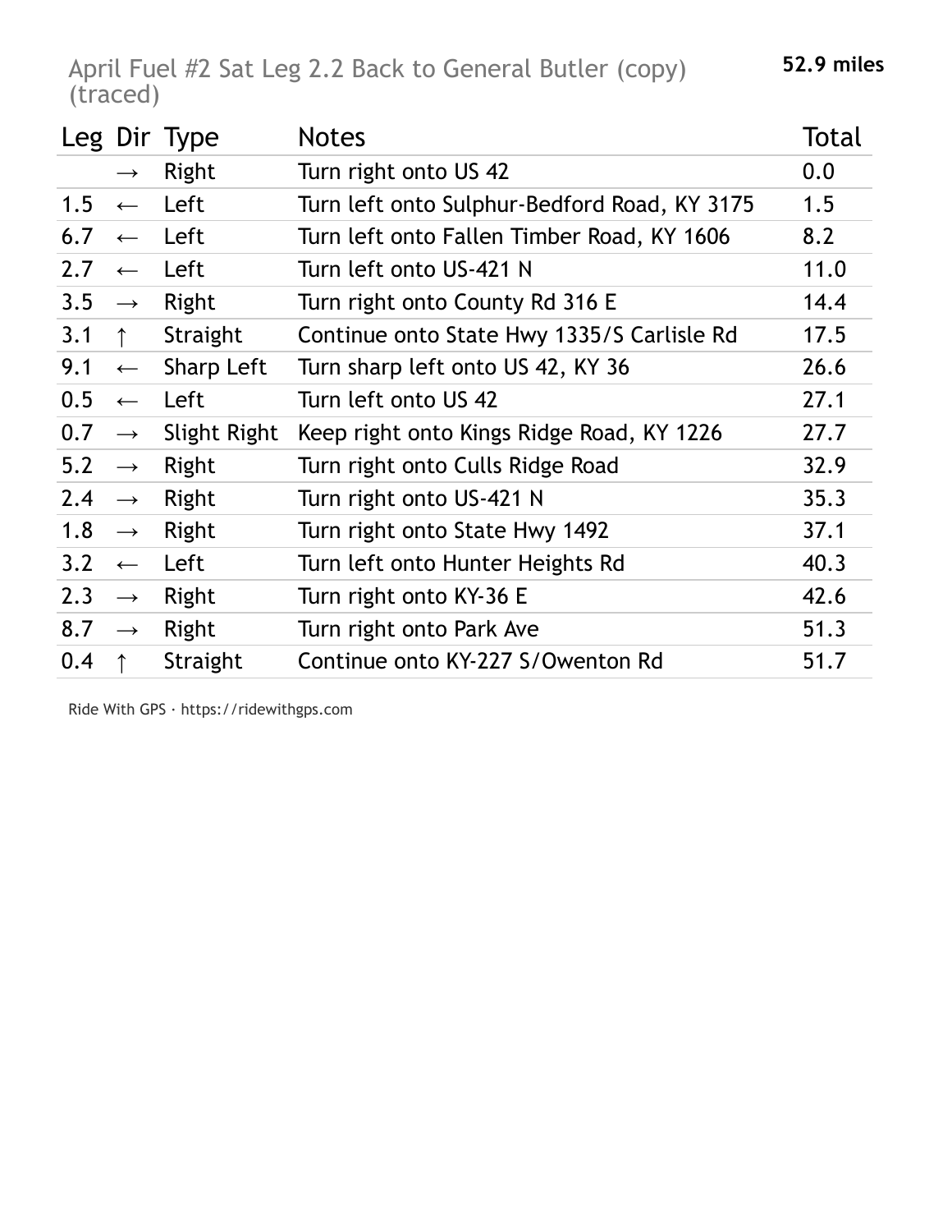# April Fuel #2 Sat Leg 2.2 Back to General Butler (copy) (traced)

**52.9 miles**

| Leg | Dir | Type | Notes | Total |
|---|---|---|---|---|
| | → | Right | Turn right onto US 42 | 0.0 |
| 1.5 | ← | Left | Turn left onto Sulphur-Bedford Road, KY 3175 | 1.5 |
| 6.7 | ← | Left | Turn left onto Fallen Timber Road, KY 1606 | 8.2 |
| 2.7 | ← | Left | Turn left onto US-421 N | 11.0 |
| 3.5 | → | Right | Turn right onto County Rd 316 E | 14.4 |
| 3.1 | ↑ | Straight | Continue onto State Hwy 1335/S Carlisle Rd | 17.5 |
| 9.1 | ← | Sharp Left | Turn sharp left onto US 42, KY 36 | 26.6 |
| 0.5 | ← | Left | Turn left onto US 42 | 27.1 |
| 0.7 | → | Slight Right | Keep right onto Kings Ridge Road, KY 1226 | 27.7 |
| 5.2 | → | Right | Turn right onto Culls Ridge Road | 32.9 |
| 2.4 | → | Right | Turn right onto US-421 N | 35.3 |
| 1.8 | → | Right | Turn right onto State Hwy 1492 | 37.1 |
| 3.2 | ← | Left | Turn left onto Hunter Heights Rd | 40.3 |
| 2.3 | → | Right | Turn right onto KY-36 E | 42.6 |
| 8.7 | → | Right | Turn right onto Park Ave | 51.3 |
| 0.4 | ↑ | Straight | Continue onto KY-227 S/Owenton Rd | 51.7 |

Ride With GPS · https://ridewithgps.com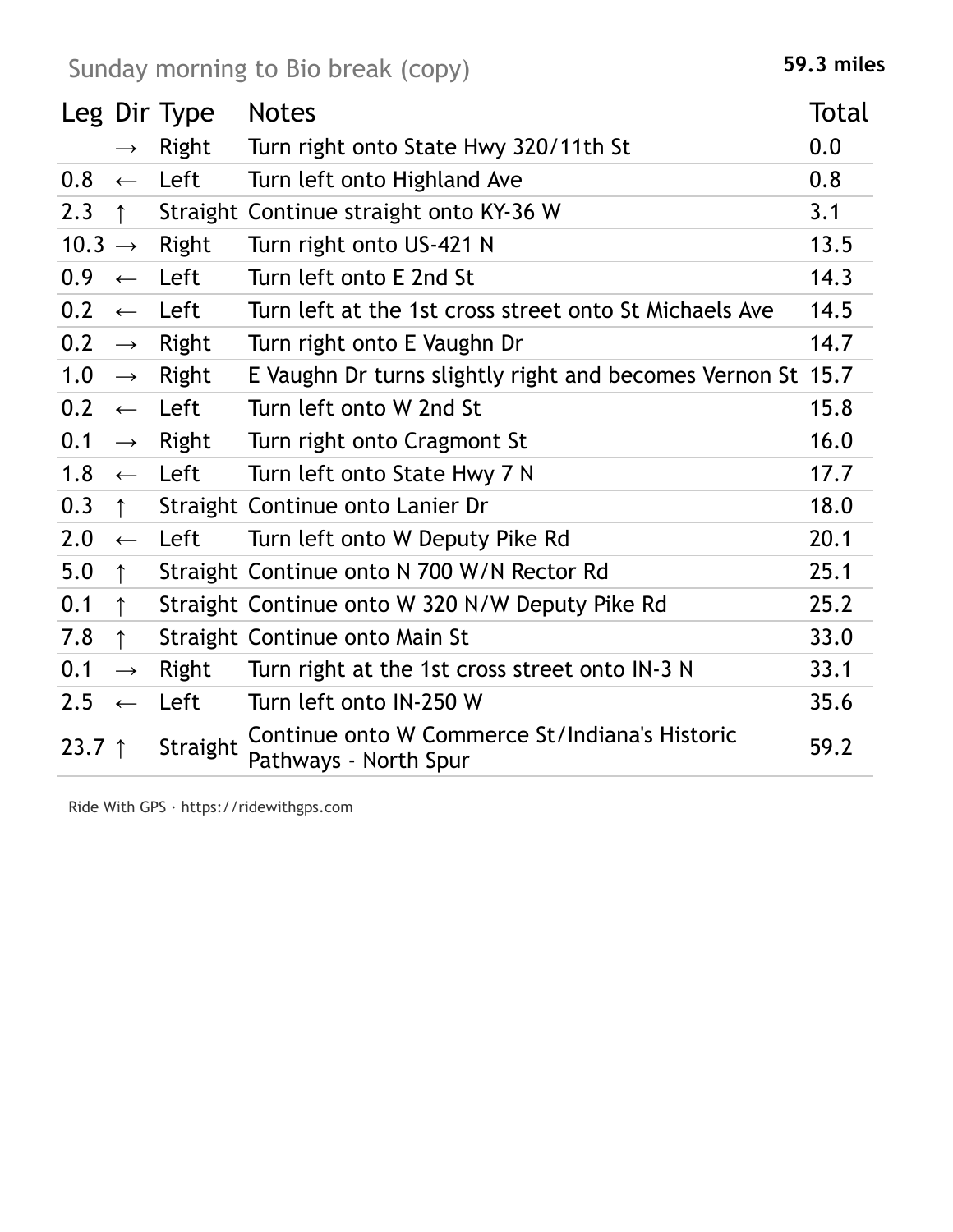Sunday morning to Bio break (copy)

**59.3 miles**

| Leg | Dir | Type | Notes | Total |
|---|---|---|---|---|
| | → | Right | Turn right onto State Hwy 320/11th St | 0.0 |
| 0.8 | ← | Left | Turn left onto Highland Ave | 0.8 |
| 2.3 | ↑ | Straight | Continue straight onto KY-36 W | 3.1 |
| 10.3 | → | Right | Turn right onto US-421 N | 13.5 |
| 0.9 | ← | Left | Turn left onto E 2nd St | 14.3 |
| 0.2 | ← | Left | Turn left at the 1st cross street onto St Michaels Ave | 14.5 |
| 0.2 | → | Right | Turn right onto E Vaughn Dr | 14.7 |
| 1.0 | → | Right | E Vaughn Dr turns slightly right and becomes Vernon St | 15.7 |
| 0.2 | ← | Left | Turn left onto W 2nd St | 15.8 |
| 0.1 | → | Right | Turn right onto Cragmont St | 16.0 |
| 1.8 | ← | Left | Turn left onto State Hwy 7 N | 17.7 |
| 0.3 | ↑ | Straight | Continue onto Lanier Dr | 18.0 |
| 2.0 | ← | Left | Turn left onto W Deputy Pike Rd | 20.1 |
| 5.0 | ↑ | Straight | Continue onto N 700 W/N Rector Rd | 25.1 |
| 0.1 | ↑ | Straight | Continue onto W 320 N/W Deputy Pike Rd | 25.2 |
| 7.8 | ↑ | Straight | Continue onto Main St | 33.0 |
| 0.1 | → | Right | Turn right at the 1st cross street onto IN-3 N | 33.1 |
| 2.5 | ← | Left | Turn left onto IN-250 W | 35.6 |
| 23.7 | ↑ | Straight | Continue onto W Commerce St/Indiana's Historic Pathways - North Spur | 59.2 |

Ride With GPS · https://ridewithgps.com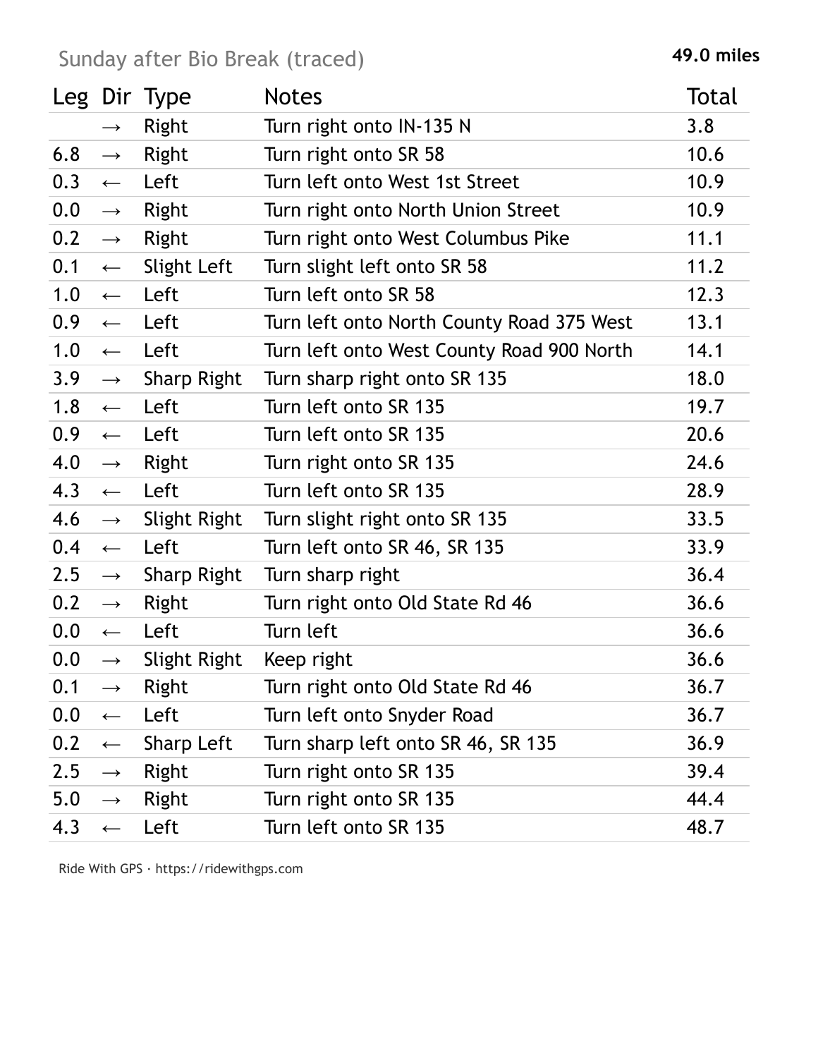## Sunday after Bio Break (traced)

**49.0 miles**

| Leg | Dir | Type | Notes | Total |
|---|---|---|---|---|
| | → | Right | Turn right onto IN-135 N | 3.8 |
| 6.8 | → | Right | Turn right onto SR 58 | 10.6 |
| 0.3 | ← | Left | Turn left onto West 1st Street | 10.9 |
| 0.0 | → | Right | Turn right onto North Union Street | 10.9 |
| 0.2 | → | Right | Turn right onto West Columbus Pike | 11.1 |
| 0.1 | ← | Slight Left | Turn slight left onto SR 58 | 11.2 |
| 1.0 | ← | Left | Turn left onto SR 58 | 12.3 |
| 0.9 | ← | Left | Turn left onto North County Road 375 West | 13.1 |
| 1.0 | ← | Left | Turn left onto West County Road 900 North | 14.1 |
| 3.9 | → | Sharp Right | Turn sharp right onto SR 135 | 18.0 |
| 1.8 | ← | Left | Turn left onto SR 135 | 19.7 |
| 0.9 | ← | Left | Turn left onto SR 135 | 20.6 |
| 4.0 | → | Right | Turn right onto SR 135 | 24.6 |
| 4.3 | ← | Left | Turn left onto SR 135 | 28.9 |
| 4.6 | → | Slight Right | Turn slight right onto SR 135 | 33.5 |
| 0.4 | ← | Left | Turn left onto SR 46, SR 135 | 33.9 |
| 2.5 | → | Sharp Right | Turn sharp right | 36.4 |
| 0.2 | → | Right | Turn right onto Old State Rd 46 | 36.6 |
| 0.0 | ← | Left | Turn left | 36.6 |
| 0.0 | → | Slight Right | Keep right | 36.6 |
| 0.1 | → | Right | Turn right onto Old State Rd 46 | 36.7 |
| 0.0 | ← | Left | Turn left onto Snyder Road | 36.7 |
| 0.2 | ← | Sharp Left | Turn sharp left onto SR 46, SR 135 | 36.9 |
| 2.5 | → | Right | Turn right onto SR 135 | 39.4 |
| 5.0 | → | Right | Turn right onto SR 135 | 44.4 |
| 4.3 | ← | Left | Turn left onto SR 135 | 48.7 |

Ride With GPS · https://ridewithgps.com